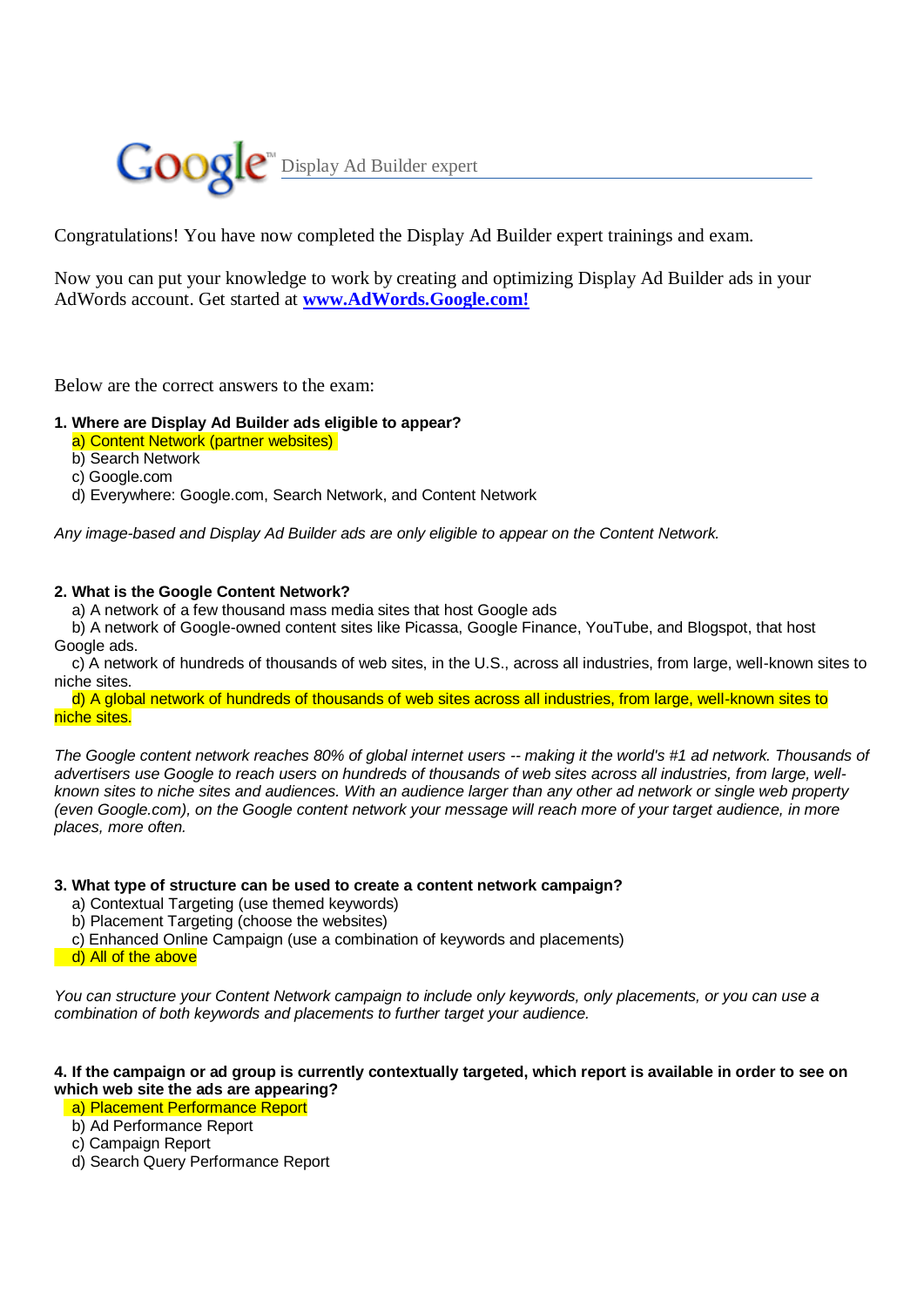# Google Display Ad Builder expert

Congratulations! You have now completed the Display Ad Builder expert trainings and exam.

Now you can put your knowledge to work by creating and optimizing Display Ad Builder ads in your AdWords account. Get started at **[www.AdWords.Google.com!](http://www.AdWords.Google.com)**

Below are the correct answers to the exam:

**1. Where are Display Ad Builder ads eligible to appear?**

a) Content Network (partner websites)
b) Search Network
c) Google.com
d) Everywhere: Google.com, Search Network, and Content Network

*Any image-based and Display Ad Builder ads are only eligible to appear on the Content Network.*

**2. What is the Google Content Network?**

a) A network of a few thousand mass media sites that host Google ads
b) A network of Google-owned content sites like Picassa, Google Finance, YouTube, and Blogspot, that host Google ads.
c) A network of hundreds of thousands of web sites, in the U.S., across all industries, from large, well-known sites to niche sites.
d) A global network of hundreds of thousands of web sites across all industries, from large, well-known sites to niche sites.

*The Google content network reaches 80% of global internet users -- making it the world's #1 ad network. Thousands of advertisers use Google to reach users on hundreds of thousands of web sites across all industries, from large, well-known sites to niche sites and audiences. With an audience larger than any other ad network or single web property (even Google.com), on the Google content network your message will reach more of your target audience, in more places, more often.*

**3. What type of structure can be used to create a content network campaign?**

a) Contextual Targeting (use themed keywords)
b) Placement Targeting (choose the websites)
c) Enhanced Online Campaign (use a combination of keywords and placements)
d) All of the above

*You can structure your Content Network campaign to include only keywords, only placements, or you can use a combination of both keywords and placements to further target your audience.*

**4. If the campaign or ad group is currently contextually targeted, which report is available in order to see on which web site the ads are appearing?**

a) Placement Performance Report
b) Ad Performance Report
c) Campaign Report
d) Search Query Performance Report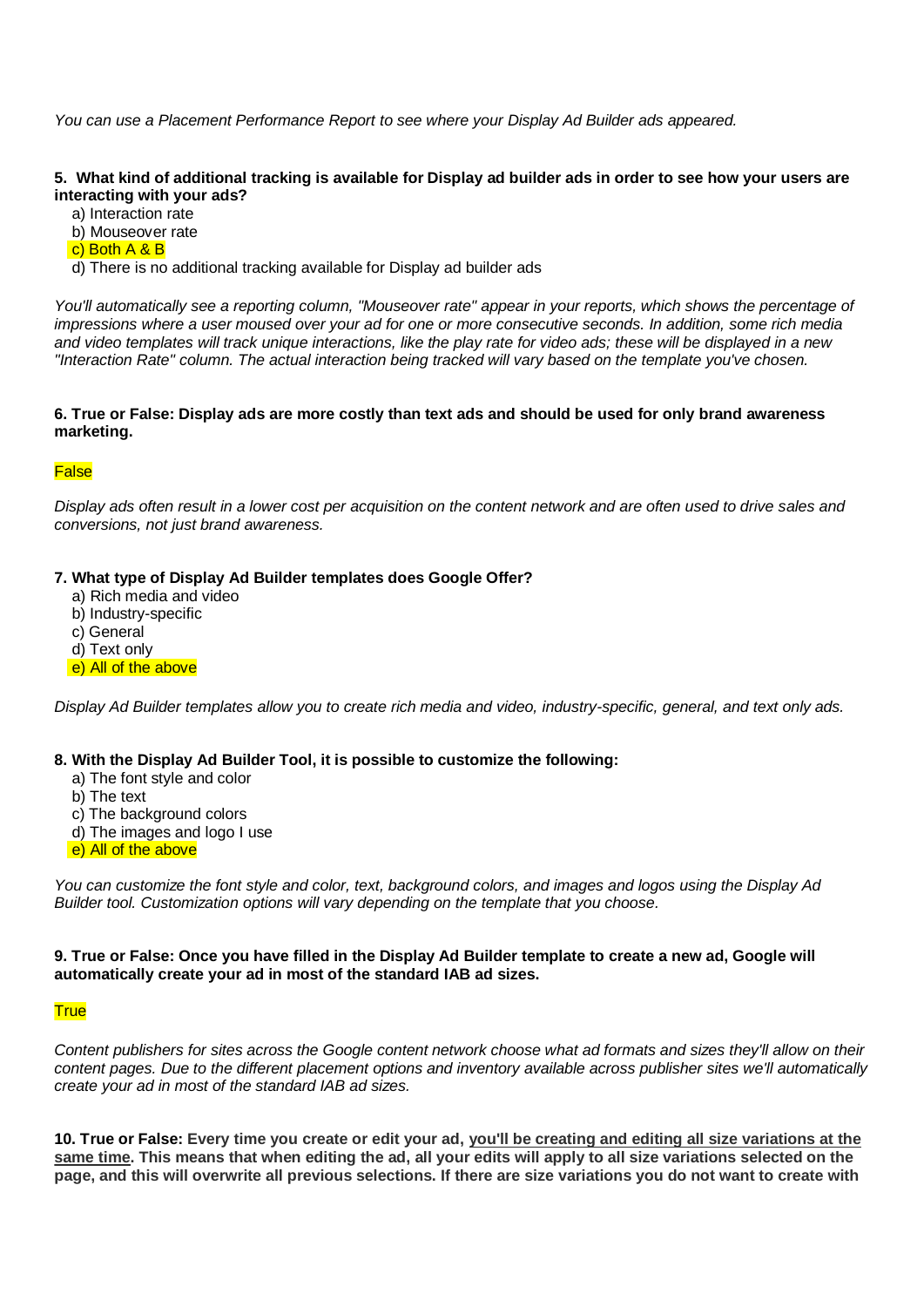*You can use a Placement Performance Report to see where your Display Ad Builder ads appeared.*

**5. What kind of additional tracking is available for Display ad builder ads in order to see how your users are interacting with your ads?**

a) Interaction rate
b) Mouseover rate
c) Both A & B
d) There is no additional tracking available for Display ad builder ads

*You'll automatically see a reporting column, "Mouseover rate" appear in your reports, which shows the percentage of impressions where a user moused over your ad for one or more consecutive seconds. In addition, some rich media and video templates will track unique interactions, like the play rate for video ads; these will be displayed in a new "Interaction Rate" column. The actual interaction being tracked will vary based on the template you've chosen.*

**6. True or False: Display ads are more costly than text ads and should be used for only brand awareness marketing.**

False

*Display ads often result in a lower cost per acquisition on the content network and are often used to drive sales and conversions, not just brand awareness.*

**7. What type of Display Ad Builder templates does Google Offer?**

a) Rich media and video
b) Industry-specific
c) General
d) Text only
e) All of the above

*Display Ad Builder templates allow you to create rich media and video, industry-specific, general, and text only ads.*

**8. With the Display Ad Builder Tool, it is possible to customize the following:**

a) The font style and color
b) The text
c) The background colors
d) The images and logo I use
e) All of the above

*You can customize the font style and color, text, background colors, and images and logos using the Display Ad Builder tool. Customization options will vary depending on the template that you choose.*

**9. True or False: Once you have filled in the Display Ad Builder template to create a new ad, Google will automatically create your ad in most of the standard IAB ad sizes.**

True

*Content publishers for sites across the Google content network choose what ad formats and sizes they'll allow on their content pages. Due to the different placement options and inventory available across publisher sites we'll automatically create your ad in most of the standard IAB ad sizes.*

**10. True or False: Every time you create or edit your ad, <u>you'll be creating and editing all size variations at the same time</u>. This means that when editing the ad, all your edits will apply to all size variations selected on the page, and this will overwrite all previous selections. If there are size variations you do not want to create with**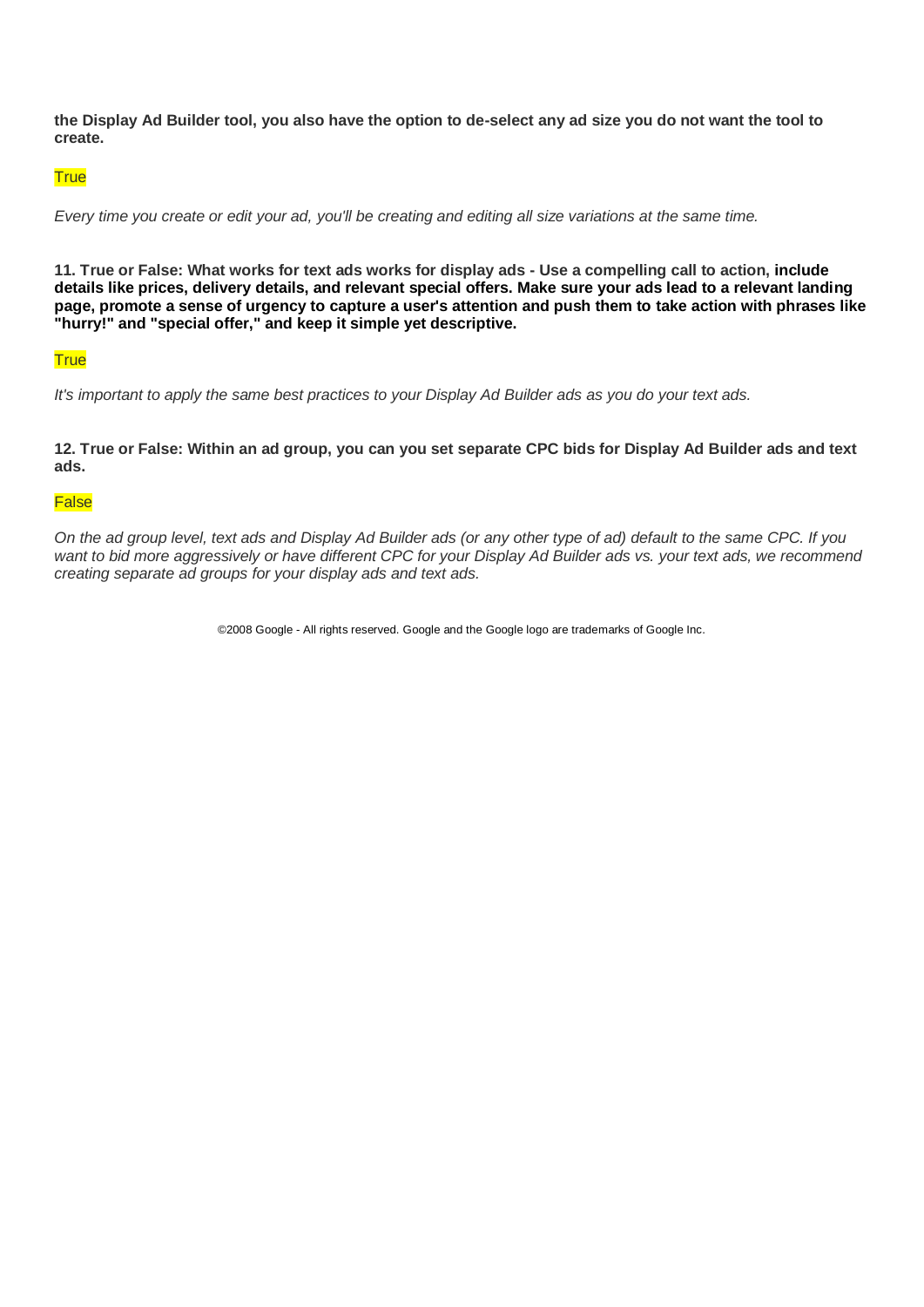**the Display Ad Builder tool, you also have the option to de-select any ad size you do not want the tool to create.**

True

*Every time you create or edit your ad, you'll be creating and editing all size variations at the same time.*

**11. True or False: What works for text ads works for display ads - Use a compelling call to action, include details like prices, delivery details, and relevant special offers. Make sure your ads lead to a relevant landing page, promote a sense of urgency to capture a user's attention and push them to take action with phrases like "hurry!" and "special offer," and keep it simple yet descriptive.**

True

*It's important to apply the same best practices to your Display Ad Builder ads as you do your text ads.*

**12. True or False: Within an ad group, you can you set separate CPC bids for Display Ad Builder ads and text ads.**

False

*On the ad group level, text ads and Display Ad Builder ads (or any other type of ad) default to the same CPC. If you want to bid more aggressively or have different CPC for your Display Ad Builder ads vs. your text ads, we recommend creating separate ad groups for your display ads and text ads.*

©2008 Google - All rights reserved. Google and the Google logo are trademarks of Google Inc.